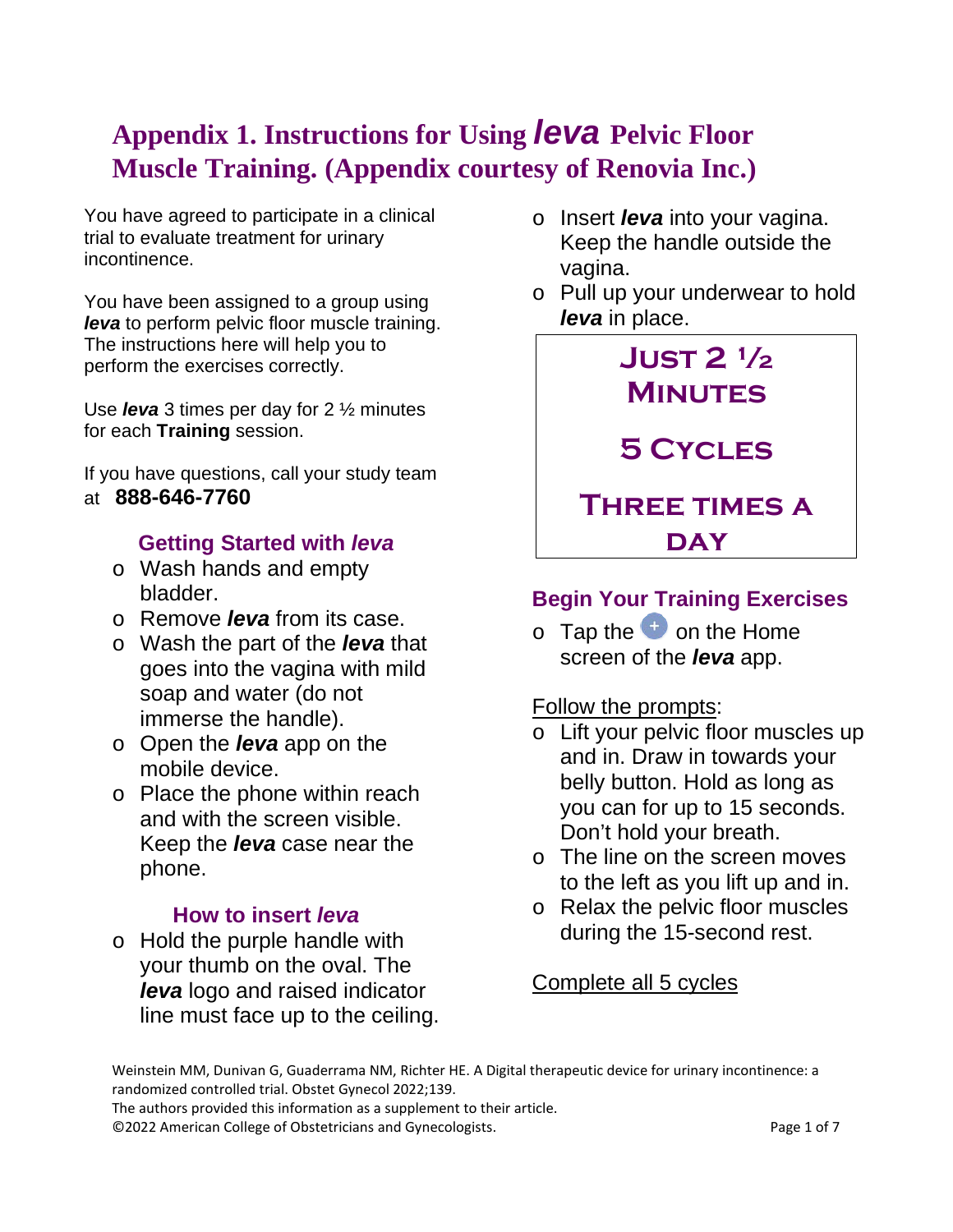# Appendix 1. Instructions for Using *leva* Pelvic Floor Muscle Training. (Appendix courtesy of Renovia Inc.)

You have agreed to participate in a clinical trial to evaluate treatment for urinary incontinence.

You have been assigned to a group using ***leva*** to perform pelvic floor muscle training. The instructions here will help you to perform the exercises correctly.

Use ***leva*** 3 times per day for 2 ½ minutes for each **Training** session.

If you have questions, call your study team at **888-646-7760**

### Getting Started with *leva*

- Wash hands and empty bladder.
- Remove ***leva*** from its case.
- Wash the part of the ***leva*** that goes into the vagina with mild soap and water (do not immerse the handle).
- Open the ***leva*** app on the mobile device.
- Place the phone within reach and with the screen visible. Keep the ***leva*** case near the phone.

### How to insert *leva*

- Hold the purple handle with your thumb on the oval. The ***leva*** logo and raised indicator line must face up to the ceiling.
- Insert ***leva*** into your vagina. Keep the handle outside the vagina.
- Pull up your underwear to hold ***leva*** in place.

**JUST 2 ½ MINUTES**

**5 CYCLES**

**THREE TIMES A DAY**

### Begin Your Training Exercises

- Tap the + on the Home screen of the ***leva*** app.

Follow the prompts:

- Lift your pelvic floor muscles up and in. Draw in towards your belly button. Hold as long as you can for up to 15 seconds. Don't hold your breath.
- The line on the screen moves to the left as you lift up and in.
- Relax the pelvic floor muscles during the 15-second rest.

Complete all 5 cycles

Weinstein MM, Dunivan G, Guaderrama NM, Richter HE. A Digital therapeutic device for urinary incontinence: a randomized controlled trial. Obstet Gynecol 2022;139.
The authors provided this information as a supplement to their article.
©2022 American College of Obstetricians and Gynecologists.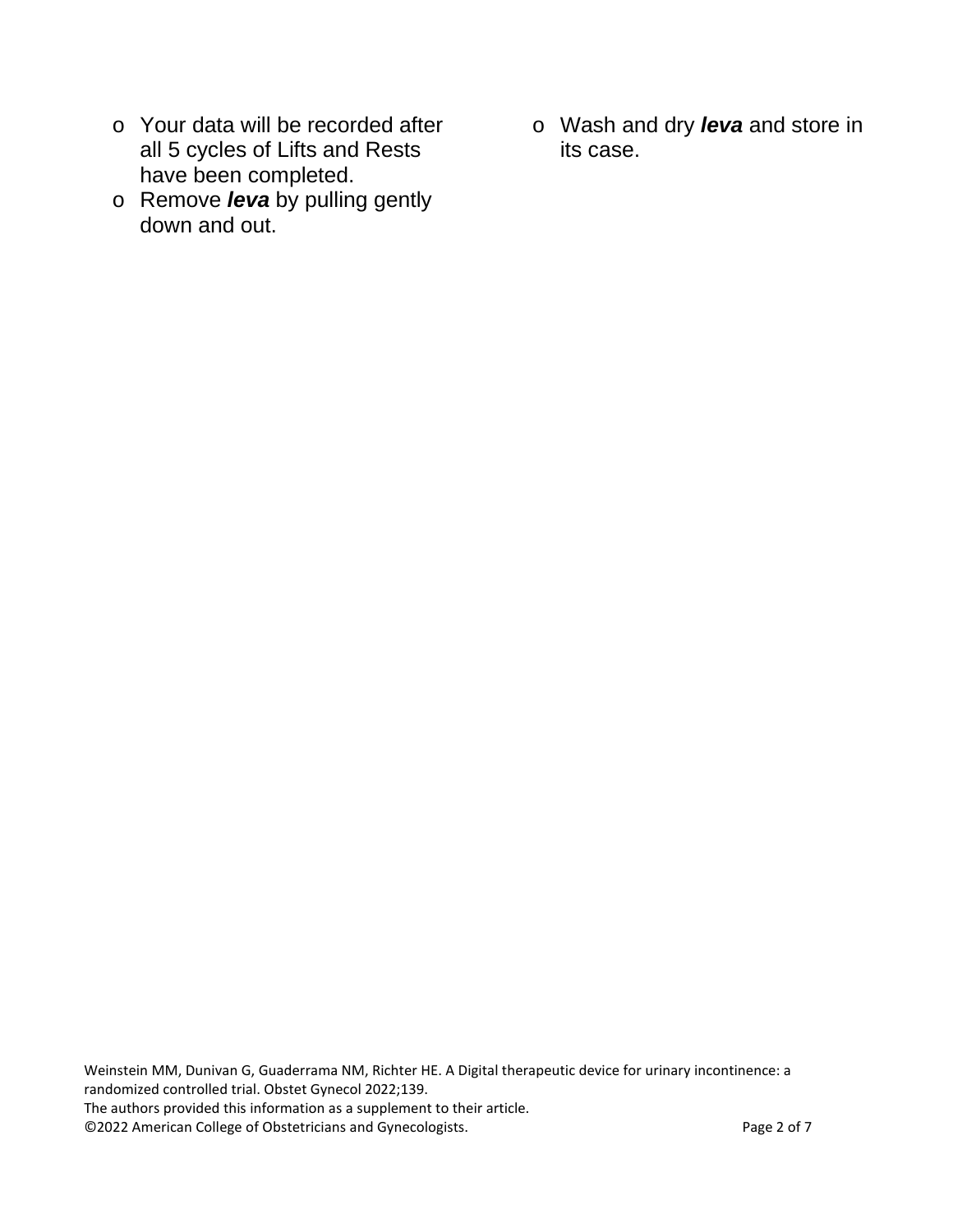- Your data will be recorded after all 5 cycles of Lifts and Rests have been completed.
- Remove ***leva*** by pulling gently down and out.
- Wash and dry ***leva*** and store in its case.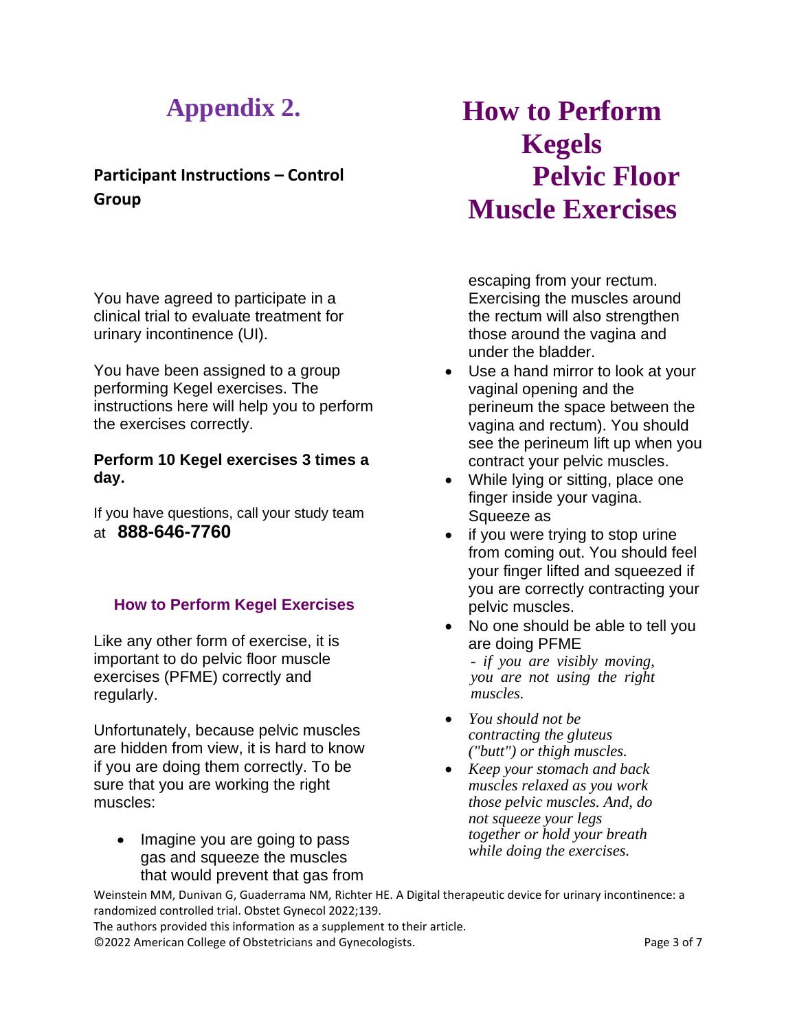# Appendix 2.

**Participant Instructions – Control Group**

# How to Perform Kegels Pelvic Floor Muscle Exercises

You have agreed to participate in a clinical trial to evaluate treatment for urinary incontinence (UI).

You have been assigned to a group performing Kegel exercises. The instructions here will help you to perform the exercises correctly.

**Perform 10 Kegel exercises 3 times a day.**

If you have questions, call your study team at **888-646-7760**

### How to Perform Kegel Exercises

Like any other form of exercise, it is important to do pelvic floor muscle exercises (PFME) correctly and regularly.

Unfortunately, because pelvic muscles are hidden from view, it is hard to know if you are doing them correctly. To be sure that you are working the right muscles:

- Imagine you are going to pass gas and squeeze the muscles that would prevent that gas from escaping from your rectum. Exercising the muscles around the rectum will also strengthen those around the vagina and under the bladder.
- Use a hand mirror to look at your vaginal opening and the perineum the space between the vagina and rectum). You should see the perineum lift up when you contract your pelvic muscles.
- While lying or sitting, place one finger inside your vagina. Squeeze as
- if you were trying to stop urine from coming out. You should feel your finger lifted and squeezed if you are correctly contracting your pelvic muscles.
- No one should be able to tell you are doing PFME  
  *- if you are visibly moving, you are not using the right muscles.*
- *You should not be contracting the gluteus ("butt") or thigh muscles.*
- *Keep your stomach and back muscles relaxed as you work those pelvic muscles. And, do not squeeze your legs together or hold your breath while doing the exercises.*

Weinstein MM, Dunivan G, Guaderrama NM, Richter HE. A Digital therapeutic device for urinary incontinence: a randomized controlled trial. Obstet Gynecol 2022;139.
The authors provided this information as a supplement to their article.
©2022 American College of Obstetricians and Gynecologists.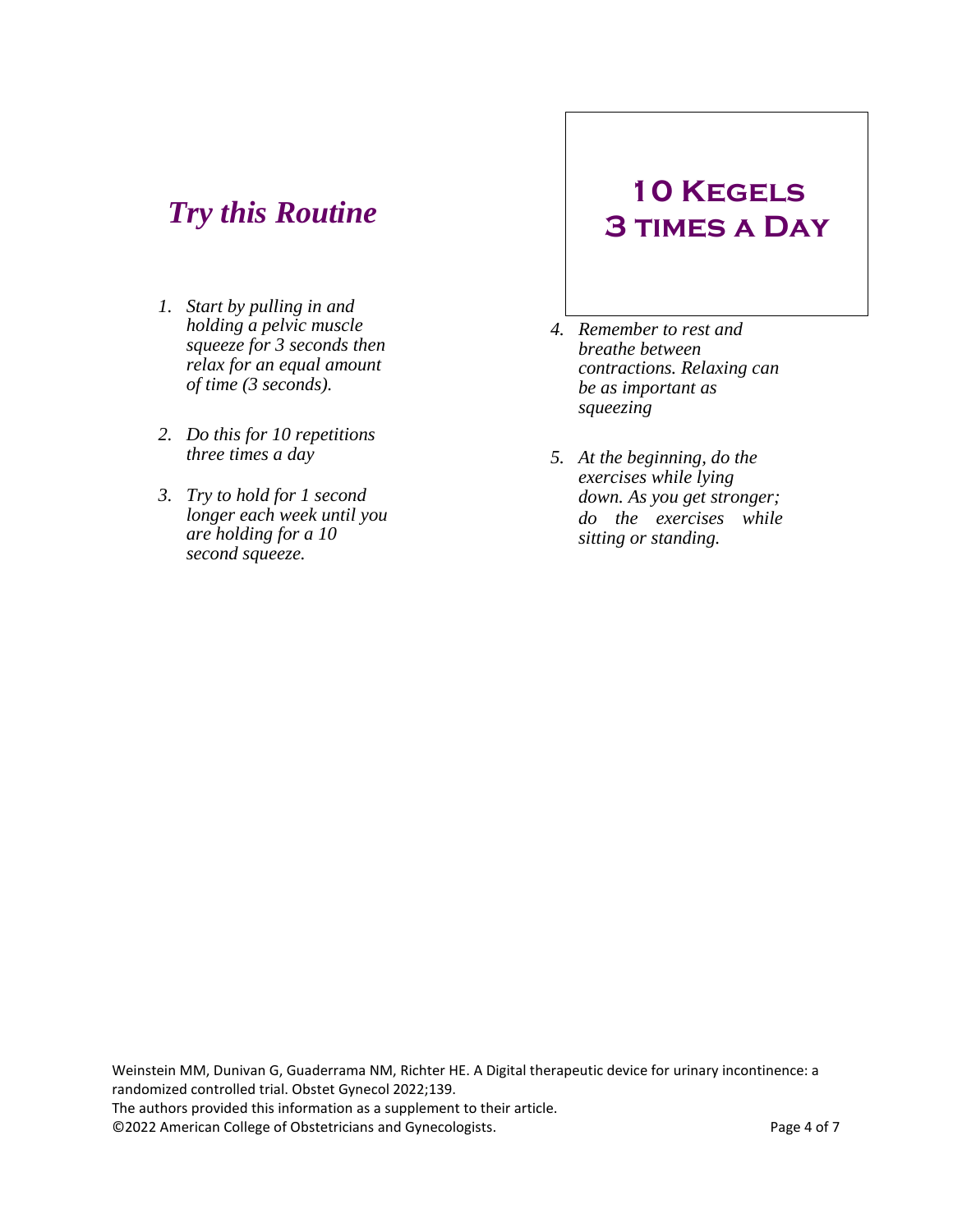## *Try this Routine*

**10 Kegels**
**3 times a Day**

1. *Start by pulling in and holding a pelvic muscle squeeze for 3 seconds then relax for an equal amount of time (3 seconds).*
2. *Do this for 10 repetitions three times a day*
3. *Try to hold for 1 second longer each week until you are holding for a 10 second squeeze.*
4. *Remember to rest and breathe between contractions. Relaxing can be as important as squeezing*
5. *At the beginning, do the exercises while lying down. As you get stronger; do the exercises while sitting or standing.*

Weinstein MM, Dunivan G, Guaderrama NM, Richter HE. A Digital therapeutic device for urinary incontinence: a randomized controlled trial. Obstet Gynecol 2022;139.
The authors provided this information as a supplement to their article.
©2022 American College of Obstetricians and Gynecologists.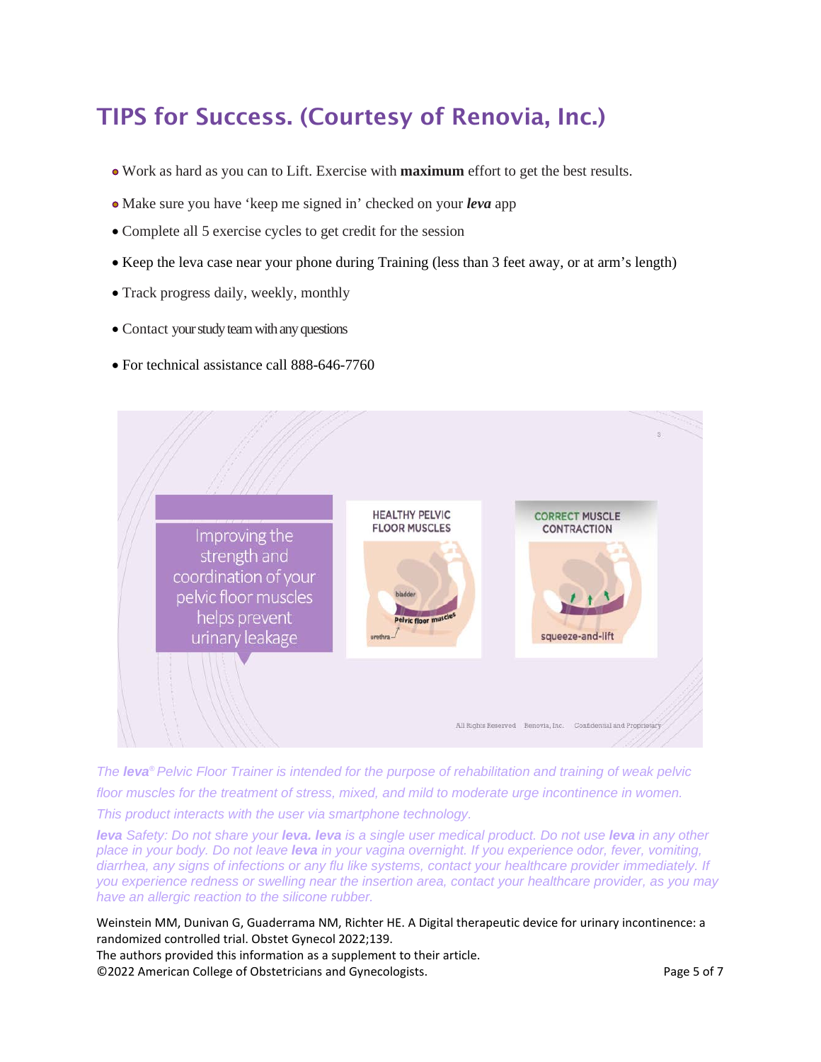# TIPS for Success. (Courtesy of Renovia, Inc.)

- Work as hard as you can to Lift. Exercise with **maximum** effort to get the best results.
- Make sure you have 'keep me signed in' checked on your ***leva*** app
- Complete all 5 exercise cycles to get credit for the session
- Keep the leva case near your phone during Training (less than 3 feet away, or at arm's length)
- Track progress daily, weekly, monthly
- Contact your study team with any questions
- For technical assistance call 888-646-7760

Improving the strength and coordination of your pelvic floor muscles helps prevent urinary leakage

HEALTHY PELVIC FLOOR MUSCLES

bladder

Pelvic floor muscles

urethra

CORRECT MUSCLE CONTRACTION

squeeze-and-lift

All Rights Reserved Renovia, Inc. Confidential and Proprietary

*The **leva**® Pelvic Floor Trainer is intended for the purpose of rehabilitation and training of weak pelvic floor muscles for the treatment of stress, mixed, and mild to moderate urge incontinence in women. This product interacts with the user via smartphone technology.*

***leva** Safety: Do not share your **leva. leva** is a single user medical product. Do not use **leva** in any other place in your body. Do not leave **leva** in your vagina overnight. If you experience odor, fever, vomiting, diarrhea, any signs of infections or any flu like systems, contact your healthcare provider immediately. If you experience redness or swelling near the insertion area, contact your healthcare provider, as you may have an allergic reaction to the silicone rubber.*

Weinstein MM, Dunivan G, Guaderrama NM, Richter HE. A Digital therapeutic device for urinary incontinence: a randomized controlled trial. Obstet Gynecol 2022;139.
The authors provided this information as a supplement to their article.
©2022 American College of Obstetricians and Gynecologists.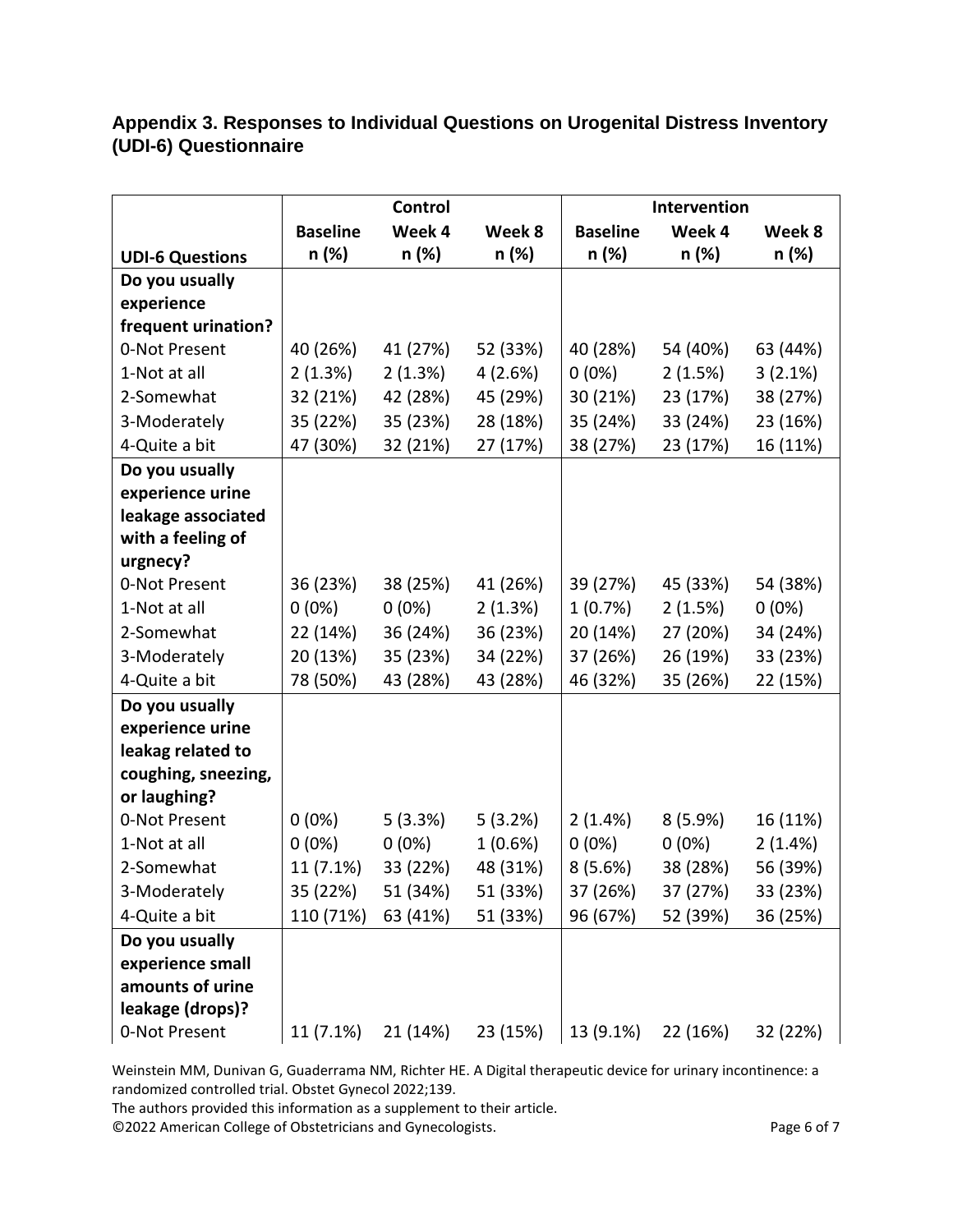## Appendix 3. Responses to Individual Questions on Urogenital Distress Inventory (UDI-6) Questionnaire

| | Control | | | Intervention | | |
|---|---|---|---|---|---|---|
| **UDI-6 Questions** | **Baseline n (%)** | **Week 4 n (%)** | **Week 8 n (%)** | **Baseline n (%)** | **Week 4 n (%)** | **Week 8 n (%)** |
| **Do you usually experience frequent urination?** | | | | | | |
| 0-Not Present | 40 (26%) | 41 (27%) | 52 (33%) | 40 (28%) | 54 (40%) | 63 (44%) |
| 1-Not at all | 2 (1.3%) | 2 (1.3%) | 4 (2.6%) | 0 (0%) | 2 (1.5%) | 3 (2.1%) |
| 2-Somewhat | 32 (21%) | 42 (28%) | 45 (29%) | 30 (21%) | 23 (17%) | 38 (27%) |
| 3-Moderately | 35 (22%) | 35 (23%) | 28 (18%) | 35 (24%) | 33 (24%) | 23 (16%) |
| 4-Quite a bit | 47 (30%) | 32 (21%) | 27 (17%) | 38 (27%) | 23 (17%) | 16 (11%) |
| **Do you usually experience urine leakage associated with a feeling of urgnecy?** | | | | | | |
| 0-Not Present | 36 (23%) | 38 (25%) | 41 (26%) | 39 (27%) | 45 (33%) | 54 (38%) |
| 1-Not at all | 0 (0%) | 0 (0%) | 2 (1.3%) | 1 (0.7%) | 2 (1.5%) | 0 (0%) |
| 2-Somewhat | 22 (14%) | 36 (24%) | 36 (23%) | 20 (14%) | 27 (20%) | 34 (24%) |
| 3-Moderately | 20 (13%) | 35 (23%) | 34 (22%) | 37 (26%) | 26 (19%) | 33 (23%) |
| 4-Quite a bit | 78 (50%) | 43 (28%) | 43 (28%) | 46 (32%) | 35 (26%) | 22 (15%) |
| **Do you usually experience urine leakag related to coughing, sneezing, or laughing?** | | | | | | |
| 0-Not Present | 0 (0%) | 5 (3.3%) | 5 (3.2%) | 2 (1.4%) | 8 (5.9%) | 16 (11%) |
| 1-Not at all | 0 (0%) | 0 (0%) | 1 (0.6%) | 0 (0%) | 0 (0%) | 2 (1.4%) |
| 2-Somewhat | 11 (7.1%) | 33 (22%) | 48 (31%) | 8 (5.6%) | 38 (28%) | 56 (39%) |
| 3-Moderately | 35 (22%) | 51 (34%) | 51 (33%) | 37 (26%) | 37 (27%) | 33 (23%) |
| 4-Quite a bit | 110 (71%) | 63 (41%) | 51 (33%) | 96 (67%) | 52 (39%) | 36 (25%) |
| **Do you usually experience small amounts of urine leakage (drops)?** | | | | | | |
| 0-Not Present | 11 (7.1%) | 21 (14%) | 23 (15%) | 13 (9.1%) | 22 (16%) | 32 (22%) |

Weinstein MM, Dunivan G, Guaderrama NM, Richter HE. A Digital therapeutic device for urinary incontinence: a randomized controlled trial. Obstet Gynecol 2022;139.

The authors provided this information as a supplement to their article.

©2022 American College of Obstetricians and Gynecologists.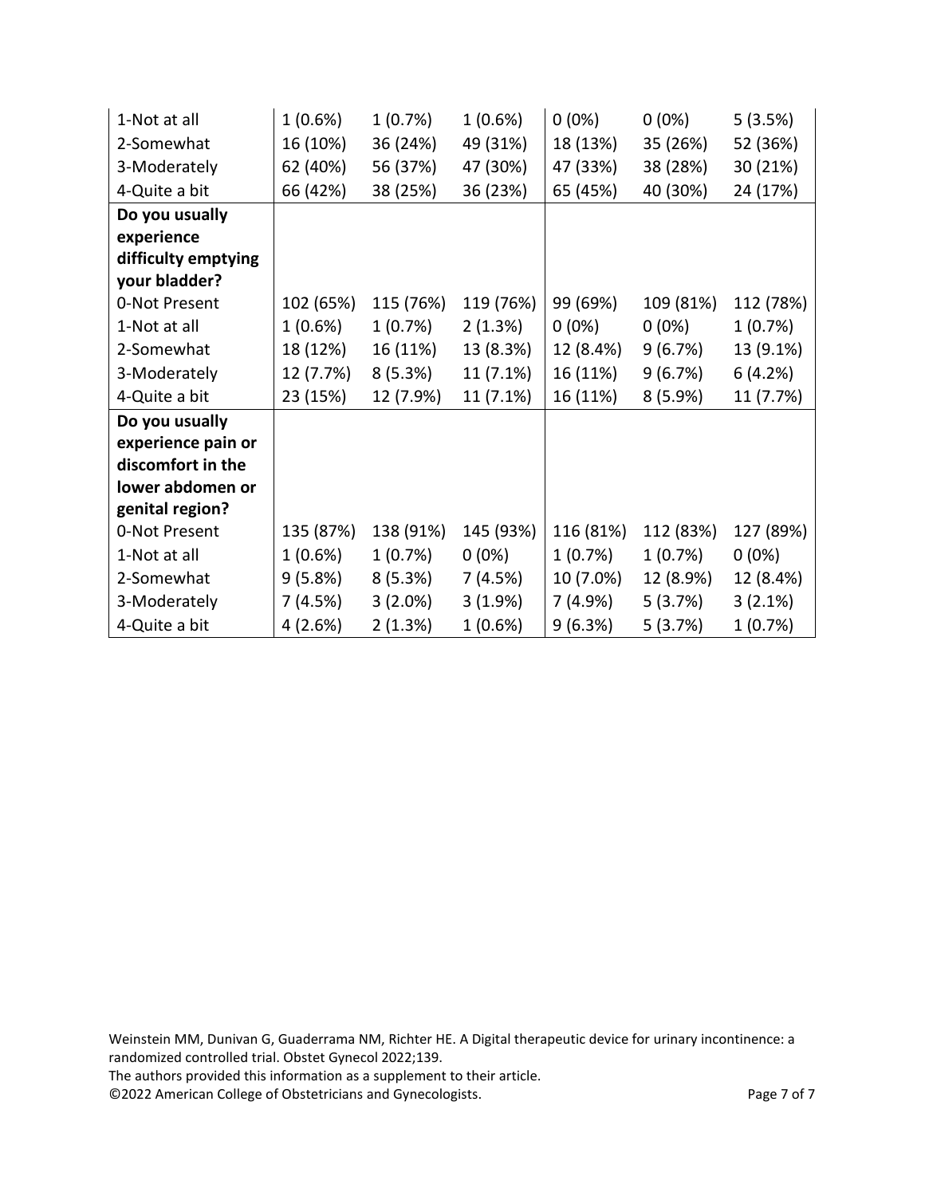| | | | | | | |
|---|---|---|---|---|---|---|
| 1-Not at all | 1 (0.6%) | 1 (0.7%) | 1 (0.6%) | 0 (0%) | 0 (0%) | 5 (3.5%) |
| 2-Somewhat | 16 (10%) | 36 (24%) | 49 (31%) | 18 (13%) | 35 (26%) | 52 (36%) |
| 3-Moderately | 62 (40%) | 56 (37%) | 47 (30%) | 47 (33%) | 38 (28%) | 30 (21%) |
| 4-Quite a bit | 66 (42%) | 38 (25%) | 36 (23%) | 65 (45%) | 40 (30%) | 24 (17%) |
| **Do you usually experience difficulty emptying your bladder?** | | | | | | |
| 0-Not Present | 102 (65%) | 115 (76%) | 119 (76%) | 99 (69%) | 109 (81%) | 112 (78%) |
| 1-Not at all | 1 (0.6%) | 1 (0.7%) | 2 (1.3%) | 0 (0%) | 0 (0%) | 1 (0.7%) |
| 2-Somewhat | 18 (12%) | 16 (11%) | 13 (8.3%) | 12 (8.4%) | 9 (6.7%) | 13 (9.1%) |
| 3-Moderately | 12 (7.7%) | 8 (5.3%) | 11 (7.1%) | 16 (11%) | 9 (6.7%) | 6 (4.2%) |
| 4-Quite a bit | 23 (15%) | 12 (7.9%) | 11 (7.1%) | 16 (11%) | 8 (5.9%) | 11 (7.7%) |
| **Do you usually experience pain or discomfort in the lower abdomen or genital region?** | | | | | | |
| 0-Not Present | 135 (87%) | 138 (91%) | 145 (93%) | 116 (81%) | 112 (83%) | 127 (89%) |
| 1-Not at all | 1 (0.6%) | 1 (0.7%) | 0 (0%) | 1 (0.7%) | 1 (0.7%) | 0 (0%) |
| 2-Somewhat | 9 (5.8%) | 8 (5.3%) | 7 (4.5%) | 10 (7.0%) | 12 (8.9%) | 12 (8.4%) |
| 3-Moderately | 7 (4.5%) | 3 (2.0%) | 3 (1.9%) | 7 (4.9%) | 5 (3.7%) | 3 (2.1%) |
| 4-Quite a bit | 4 (2.6%) | 2 (1.3%) | 1 (0.6%) | 9 (6.3%) | 5 (3.7%) | 1 (0.7%) |

Weinstein MM, Dunivan G, Guaderrama NM, Richter HE. A Digital therapeutic device for urinary incontinence: a randomized controlled trial. Obstet Gynecol 2022;139.

The authors provided this information as a supplement to their article.

©2022 American College of Obstetricians and Gynecologists.